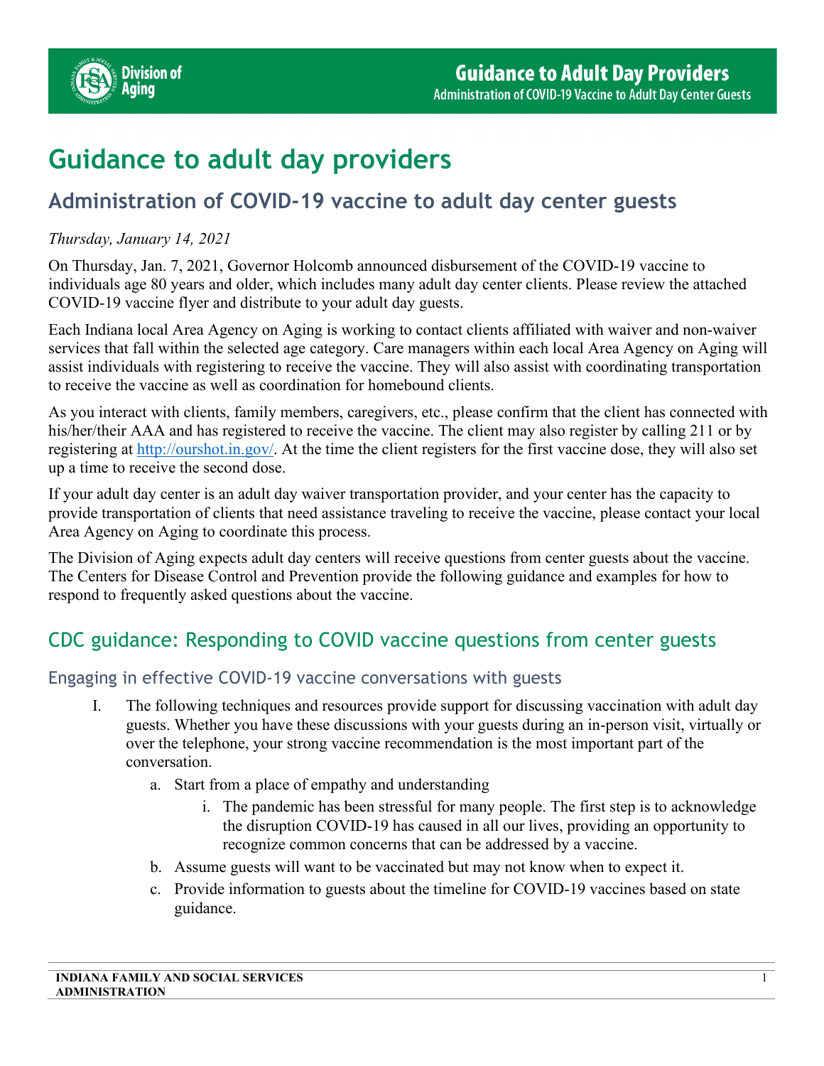# Guidance to adult day providers

## Administration of COVID-19 vaccine to adult day center guests

*Thursday, January 14, 2021*

On Thursday, Jan. 7, 2021, Governor Holcomb announced disbursement of the COVID-19 vaccine to individuals age 80 years and older, which includes many adult day center clients. Please review the attached COVID-19 vaccine flyer and distribute to your adult day guests.

Each Indiana local Area Agency on Aging is working to contact clients affiliated with waiver and non-waiver services that fall within the selected age category. Care managers within each local Area Agency on Aging will assist individuals with registering to receive the vaccine. They will also assist with coordinating transportation to receive the vaccine as well as coordination for homebound clients.

As you interact with clients, family members, caregivers, etc., please confirm that the client has connected with his/her/their AAA and has registered to receive the vaccine. The client may also register by calling 211 or by registering at [http://ourshot.in.gov/](http://ourshot.in.gov/). At the time the client registers for the first vaccine dose, they will also set up a time to receive the second dose.

If your adult day center is an adult day waiver transportation provider, and your center has the capacity to provide transportation of clients that need assistance traveling to receive the vaccine, please contact your local Area Agency on Aging to coordinate this process.

The Division of Aging expects adult day centers will receive questions from center guests about the vaccine. The Centers for Disease Control and Prevention provide the following guidance and examples for how to respond to frequently asked questions about the vaccine.

## CDC guidance: Responding to COVID vaccine questions from center guests

### Engaging in effective COVID-19 vaccine conversations with guests

I. The following techniques and resources provide support for discussing vaccination with adult day guests. Whether you have these discussions with your guests during an in-person visit, virtually or over the telephone, your strong vaccine recommendation is the most important part of the conversation.

   a. Start from a place of empathy and understanding

      i. The pandemic has been stressful for many people. The first step is to acknowledge the disruption COVID-19 has caused in all our lives, providing an opportunity to recognize common concerns that can be addressed by a vaccine.

   b. Assume guests will want to be vaccinated but may not know when to expect it.

   c. Provide information to guests about the timeline for COVID-19 vaccines based on state guidance.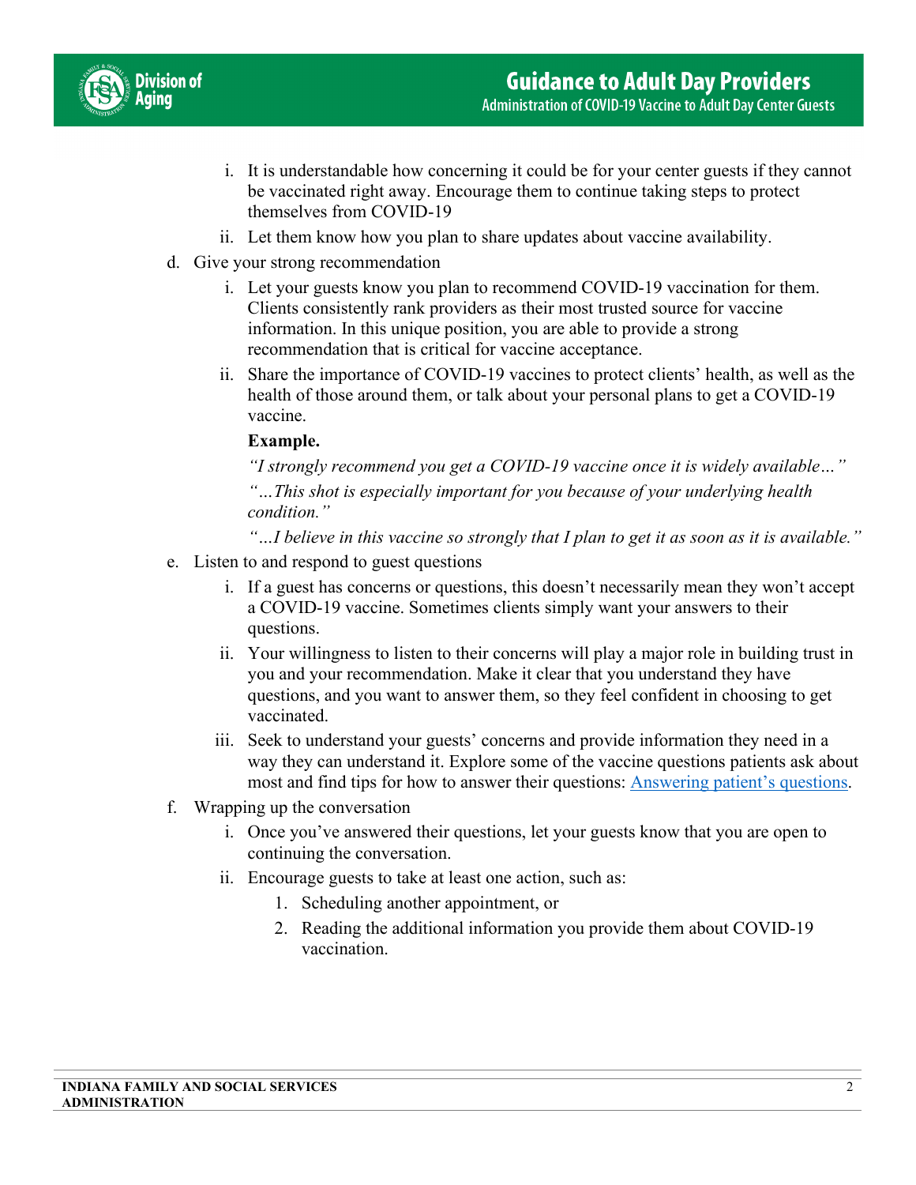i. It is understandable how concerning it could be for your center guests if they cannot be vaccinated right away. Encourage them to continue taking steps to protect themselves from COVID-19

   ii. Let them know how you plan to share updates about vaccine availability.

d. Give your strong recommendation

   i. Let your guests know you plan to recommend COVID-19 vaccination for them. Clients consistently rank providers as their most trusted source for vaccine information. In this unique position, you are able to provide a strong recommendation that is critical for vaccine acceptance.

   ii. Share the importance of COVID-19 vaccines to protect clients' health, as well as the health of those around them, or talk about your personal plans to get a COVID-19 vaccine.

   **Example.**

   *"I strongly recommend you get a COVID-19 vaccine once it is widely available…"*

   *"…This shot is especially important for you because of your underlying health condition."*

   *"…I believe in this vaccine so strongly that I plan to get it as soon as it is available."*

e. Listen to and respond to guest questions

   i. If a guest has concerns or questions, this doesn't necessarily mean they won't accept a COVID-19 vaccine. Sometimes clients simply want your answers to their questions.

   ii. Your willingness to listen to their concerns will play a major role in building trust in you and your recommendation. Make it clear that you understand they have questions, and you want to answer them, so they feel confident in choosing to get vaccinated.

   iii. Seek to understand your guests' concerns and provide information they need in a way they can understand it. Explore some of the vaccine questions patients ask about most and find tips for how to answer their questions: Answering patient's questions.

f. Wrapping up the conversation

   i. Once you've answered their questions, let your guests know that you are open to continuing the conversation.

   ii. Encourage guests to take at least one action, such as:

      1. Scheduling another appointment, or
      2. Reading the additional information you provide them about COVID-19 vaccination.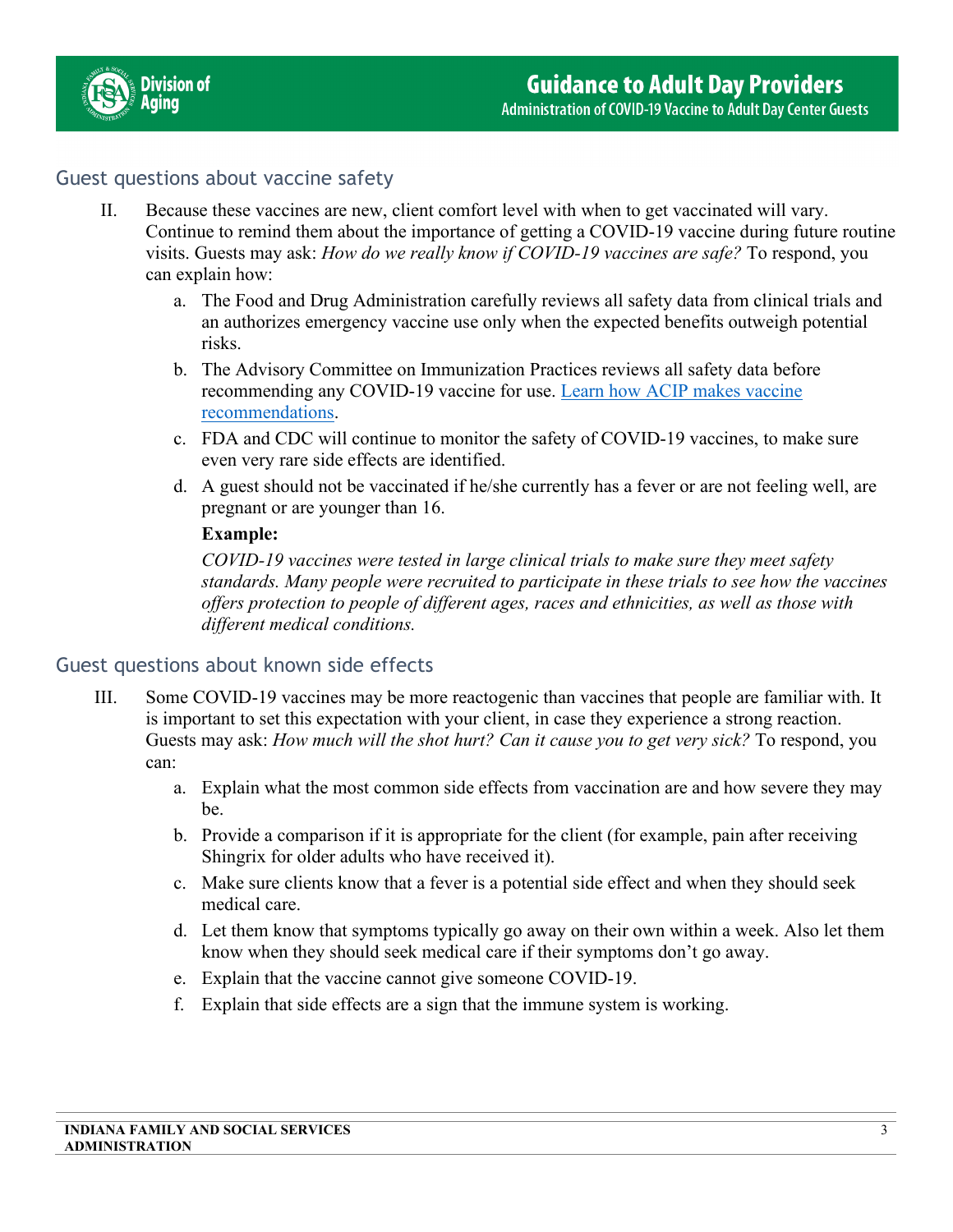## Guest questions about vaccine safety

II. Because these vaccines are new, client comfort level with when to get vaccinated will vary. Continue to remind them about the importance of getting a COVID-19 vaccine during future routine visits. Guests may ask: *How do we really know if COVID-19 vaccines are safe?* To respond, you can explain how:

   a. The Food and Drug Administration carefully reviews all safety data from clinical trials and an authorizes emergency vaccine use only when the expected benefits outweigh potential risks.

   b. The Advisory Committee on Immunization Practices reviews all safety data before recommending any COVID-19 vaccine for use. [Learn how ACIP makes vaccine recommendations](https://example.com).

   c. FDA and CDC will continue to monitor the safety of COVID-19 vaccines, to make sure even very rare side effects are identified.

   d. A guest should not be vaccinated if he/she currently has a fever or are not feeling well, are pregnant or are younger than 16.

   **Example:**

   *COVID-19 vaccines were tested in large clinical trials to make sure they meet safety standards. Many people were recruited to participate in these trials to see how the vaccines offers protection to people of different ages, races and ethnicities, as well as those with different medical conditions.*

## Guest questions about known side effects

III. Some COVID-19 vaccines may be more reactogenic than vaccines that people are familiar with. It is important to set this expectation with your client, in case they experience a strong reaction. Guests may ask: *How much will the shot hurt? Can it cause you to get very sick?* To respond, you can:

   a. Explain what the most common side effects from vaccination are and how severe they may be.

   b. Provide a comparison if it is appropriate for the client (for example, pain after receiving Shingrix for older adults who have received it).

   c. Make sure clients know that a fever is a potential side effect and when they should seek medical care.

   d. Let them know that symptoms typically go away on their own within a week. Also let them know when they should seek medical care if their symptoms don't go away.

   e. Explain that the vaccine cannot give someone COVID-19.

   f. Explain that side effects are a sign that the immune system is working.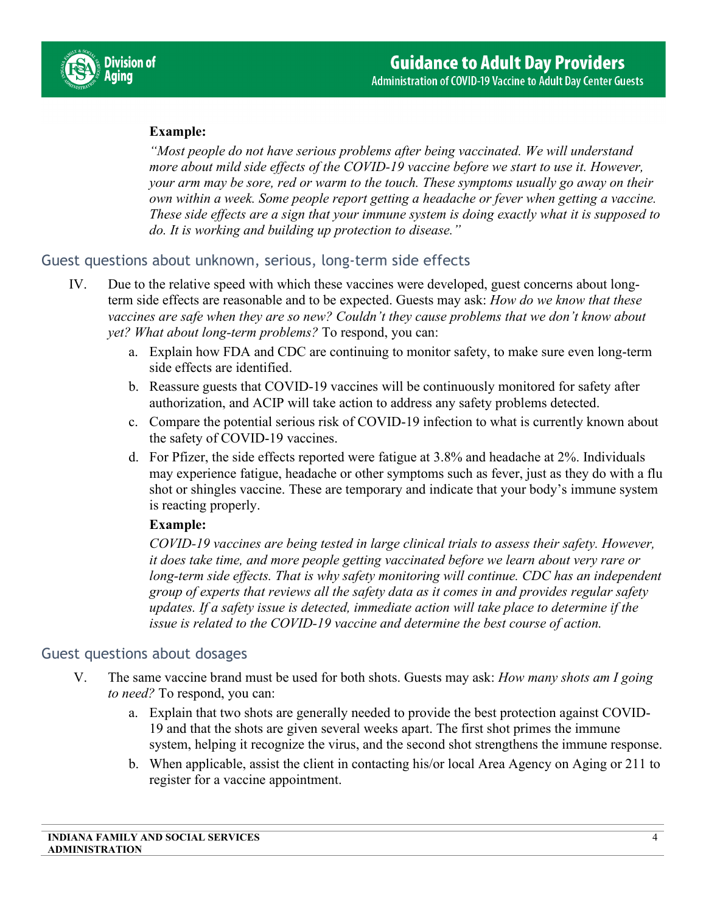**Example:**

*"Most people do not have serious problems after being vaccinated. We will understand more about mild side effects of the COVID-19 vaccine before we start to use it. However, your arm may be sore, red or warm to the touch. These symptoms usually go away on their own within a week. Some people report getting a headache or fever when getting a vaccine. These side effects are a sign that your immune system is doing exactly what it is supposed to do. It is working and building up protection to disease."*

## Guest questions about unknown, serious, long-term side effects

IV. Due to the relative speed with which these vaccines were developed, guest concerns about long-term side effects are reasonable and to be expected. Guests may ask: *How do we know that these vaccines are safe when they are so new? Couldn't they cause problems that we don't know about yet? What about long-term problems?* To respond, you can:

a. Explain how FDA and CDC are continuing to monitor safety, to make sure even long-term side effects are identified.

b. Reassure guests that COVID-19 vaccines will be continuously monitored for safety after authorization, and ACIP will take action to address any safety problems detected.

c. Compare the potential serious risk of COVID-19 infection to what is currently known about the safety of COVID-19 vaccines.

d. For Pfizer, the side effects reported were fatigue at 3.8% and headache at 2%. Individuals may experience fatigue, headache or other symptoms such as fever, just as they do with a flu shot or shingles vaccine. These are temporary and indicate that your body's immune system is reacting properly.

**Example:**

*COVID-19 vaccines are being tested in large clinical trials to assess their safety. However, it does take time, and more people getting vaccinated before we learn about very rare or long-term side effects. That is why safety monitoring will continue. CDC has an independent group of experts that reviews all the safety data as it comes in and provides regular safety updates. If a safety issue is detected, immediate action will take place to determine if the issue is related to the COVID-19 vaccine and determine the best course of action.*

## Guest questions about dosages

V. The same vaccine brand must be used for both shots. Guests may ask: *How many shots am I going to need?* To respond, you can:

a. Explain that two shots are generally needed to provide the best protection against COVID-19 and that the shots are given several weeks apart. The first shot primes the immune system, helping it recognize the virus, and the second shot strengthens the immune response.

b. When applicable, assist the client in contacting his/or local Area Agency on Aging or 211 to register for a vaccine appointment.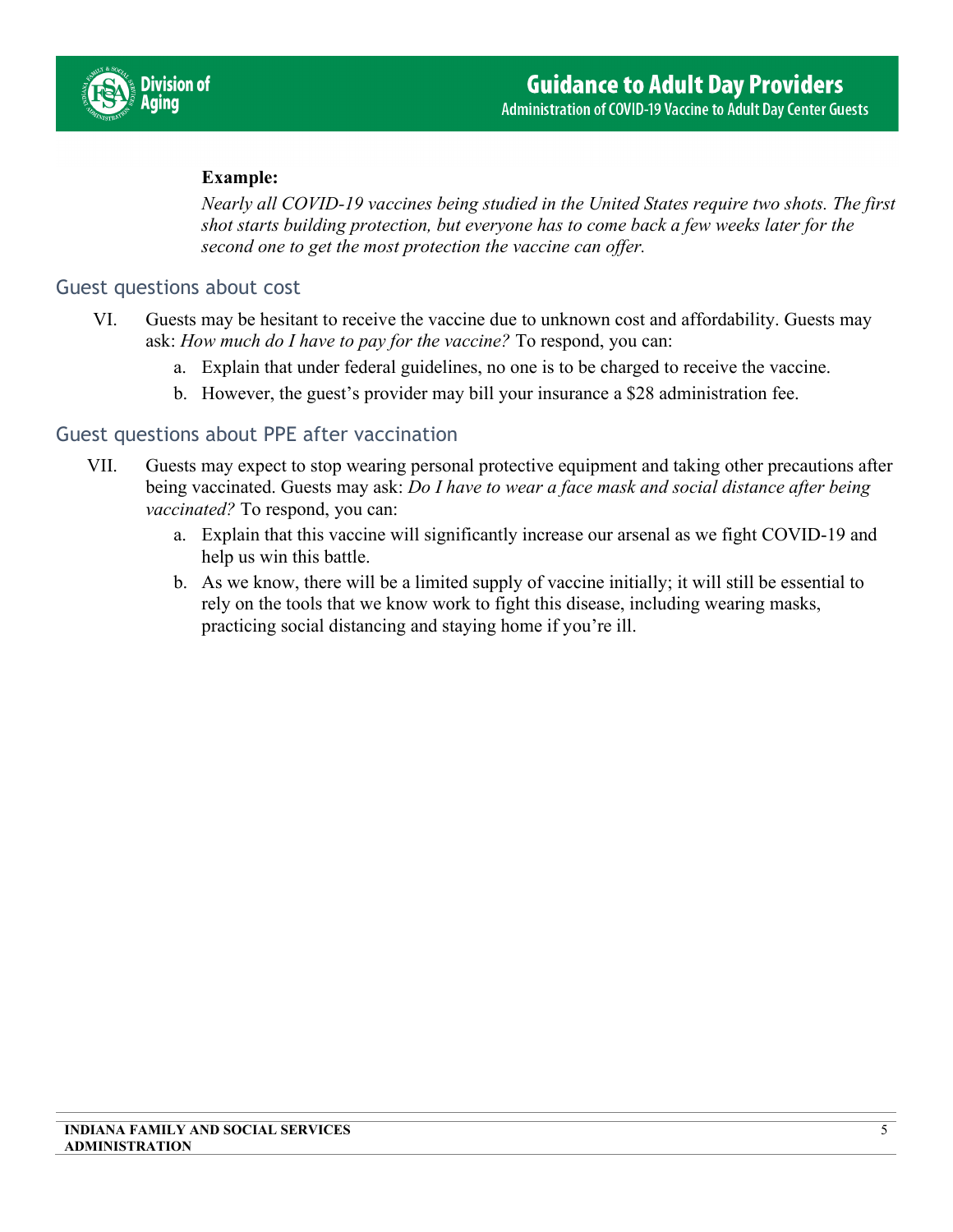**Example:**

*Nearly all COVID-19 vaccines being studied in the United States require two shots. The first shot starts building protection, but everyone has to come back a few weeks later for the second one to get the most protection the vaccine can offer.*

## Guest questions about cost

VI. Guests may be hesitant to receive the vaccine due to unknown cost and affordability. Guests may ask: *How much do I have to pay for the vaccine?* To respond, you can:

   a. Explain that under federal guidelines, no one is to be charged to receive the vaccine.

   b. However, the guest's provider may bill your insurance a $28 administration fee.

## Guest questions about PPE after vaccination

VII. Guests may expect to stop wearing personal protective equipment and taking other precautions after being vaccinated. Guests may ask: *Do I have to wear a face mask and social distance after being vaccinated?* To respond, you can:

   a. Explain that this vaccine will significantly increase our arsenal as we fight COVID-19 and help us win this battle.

   b. As we know, there will be a limited supply of vaccine initially; it will still be essential to rely on the tools that we know work to fight this disease, including wearing masks, practicing social distancing and staying home if you're ill.